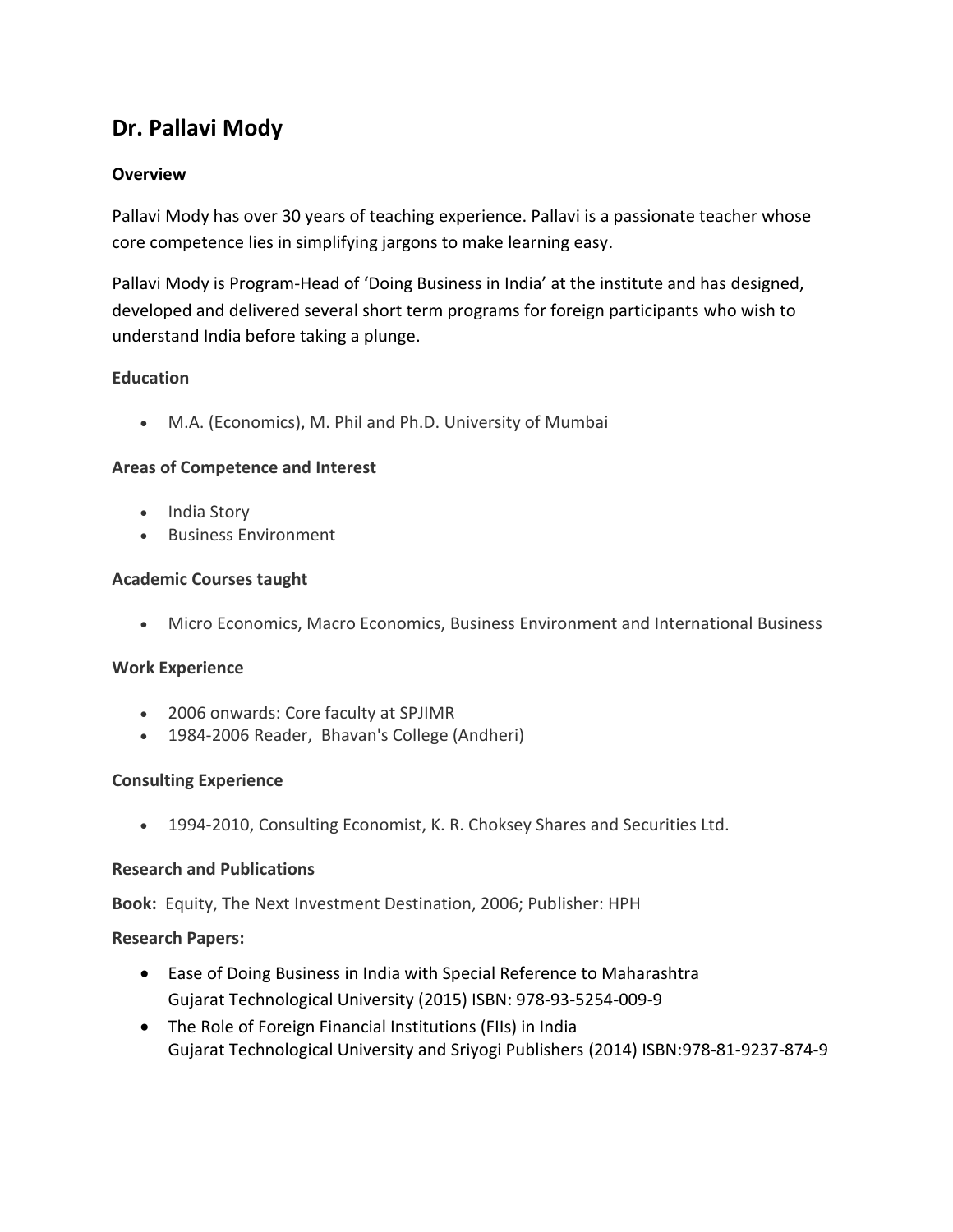# Dr. Pallavi Mody

## Overview

Pallavi Mody has over 30 years of teaching experience. Pallavi is a passionate teacher whose core competence lies in simplifying jargons to make learning easy.

Pallavi Mody is Program-Head of 'Doing Business in India' at the institute and has designed, developed and delivered several short term programs for foreign participants who wish to understand India before taking a plunge.

## Education

- M.A. (Economics), M. Phil and Ph.D. University of Mumbai

## Areas of Competence and Interest

- India Story
- Business Environment

## Academic Courses taught

- Micro Economics, Macro Economics, Business Environment and International Business

## Work Experience

- 2006 onwards: Core faculty at SPJIMR
- 1984-2006 Reader, Bhavan's College (Andheri)

## Consulting Experience

- 1994-2010, Consulting Economist, K. R. Choksey Shares and Securities Ltd.

## Research and Publications

**Book:** Equity, The Next Investment Destination, 2006; Publisher: HPH

**Research Papers:**

- Ease of Doing Business in India with Special Reference to Maharashtra
  Gujarat Technological University (2015) ISBN: 978-93-5254-009-9
- The Role of Foreign Financial Institutions (FIIs) in India
  Gujarat Technological University and Sriyogi Publishers (2014) ISBN:978-81-9237-874-9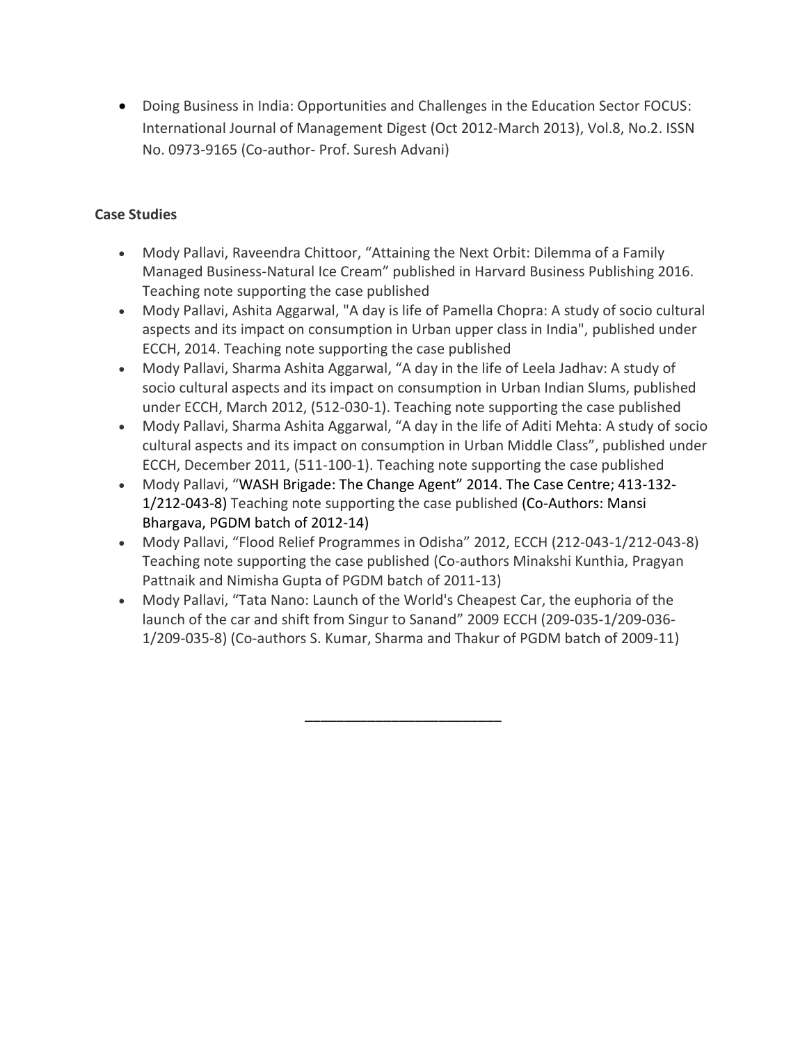- Doing Business in India: Opportunities and Challenges in the Education Sector FOCUS: International Journal of Management Digest (Oct 2012-March 2013), Vol.8, No.2. ISSN No. 0973-9165 (Co-author- Prof. Suresh Advani)

**Case Studies**

- Mody Pallavi, Raveendra Chittoor, "Attaining the Next Orbit: Dilemma of a Family Managed Business-Natural Ice Cream" published in Harvard Business Publishing 2016. Teaching note supporting the case published
- Mody Pallavi, Ashita Aggarwal, "A day is life of Pamella Chopra: A study of socio cultural aspects and its impact on consumption in Urban upper class in India", published under ECCH, 2014. Teaching note supporting the case published
- Mody Pallavi, Sharma Ashita Aggarwal, "A day in the life of Leela Jadhav: A study of socio cultural aspects and its impact on consumption in Urban Indian Slums, published under ECCH, March 2012, (512-030-1). Teaching note supporting the case published
- Mody Pallavi, Sharma Ashita Aggarwal, "A day in the life of Aditi Mehta: A study of socio cultural aspects and its impact on consumption in Urban Middle Class", published under ECCH, December 2011, (511-100-1). Teaching note supporting the case published
- Mody Pallavi, "WASH Brigade: The Change Agent" 2014. The Case Centre; 413-132-1/212-043-8) Teaching note supporting the case published (Co-Authors: Mansi Bhargava, PGDM batch of 2012-14)
- Mody Pallavi, "Flood Relief Programmes in Odisha" 2012, ECCH (212-043-1/212-043-8) Teaching note supporting the case published (Co-authors Minakshi Kunthia, Pragyan Pattnaik and Nimisha Gupta of PGDM batch of 2011-13)
- Mody Pallavi, "Tata Nano: Launch of the World's Cheapest Car, the euphoria of the launch of the car and shift from Singur to Sanand" 2009 ECCH (209-035-1/209-036-1/209-035-8) (Co-authors S. Kumar, Sharma and Thakur of PGDM batch of 2009-11)

_________________________